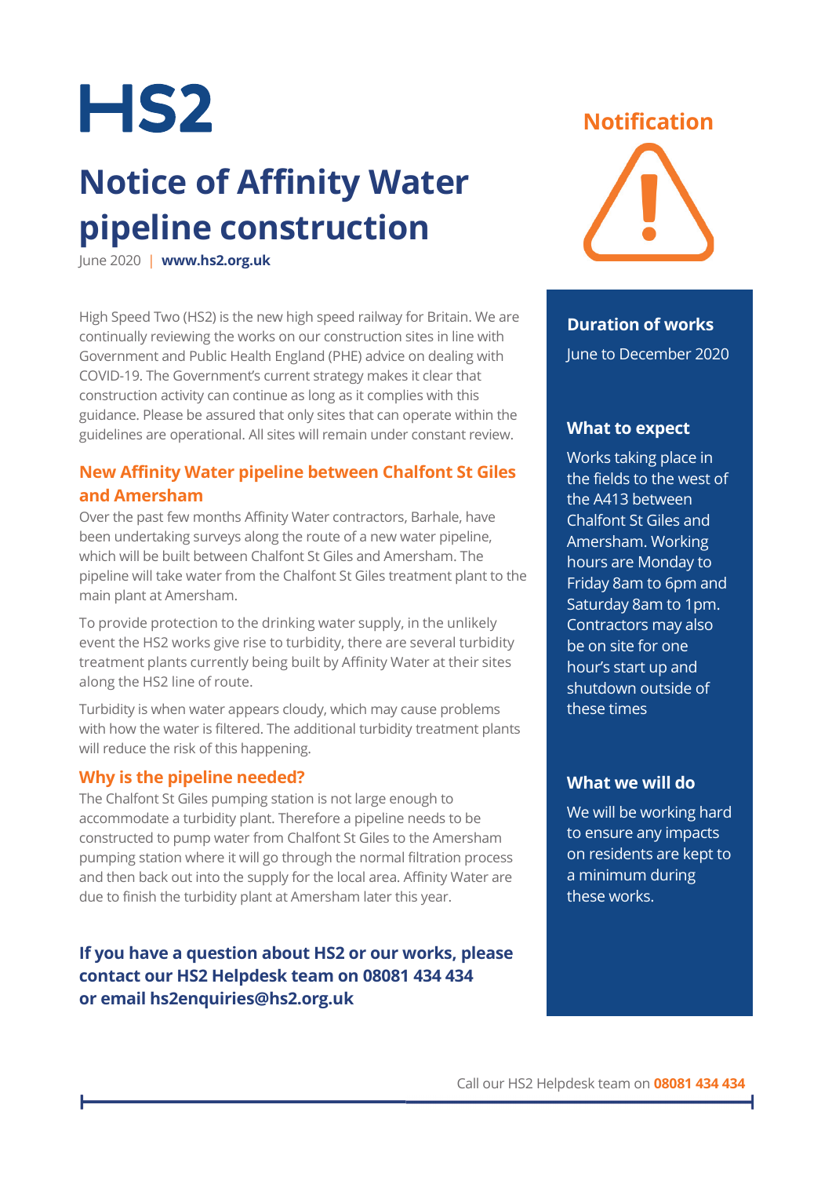# HS2

# Notice of Affinity Water pipeline construction

June 2020 | **www.hs2.org.uk**

**Notification**

High Speed Two (HS2) is the new high speed railway for Britain. We are continually reviewing the works on our construction sites in line with Government and Public Health England (PHE) advice on dealing with COVID-19. The Government's current strategy makes it clear that construction activity can continue as long as it complies with this guidance. Please be assured that only sites that can operate within the guidelines are operational. All sites will remain under constant review.

## New Affinity Water pipeline between Chalfont St Giles and Amersham

Over the past few months Affinity Water contractors, Barhale, have been undertaking surveys along the route of a new water pipeline, which will be built between Chalfont St Giles and Amersham. The pipeline will take water from the Chalfont St Giles treatment plant to the main plant at Amersham.

To provide protection to the drinking water supply, in the unlikely event the HS2 works give rise to turbidity, there are several turbidity treatment plants currently being built by Affinity Water at their sites along the HS2 line of route.

Turbidity is when water appears cloudy, which may cause problems with how the water is filtered. The additional turbidity treatment plants will reduce the risk of this happening.

## Why is the pipeline needed?

The Chalfont St Giles pumping station is not large enough to accommodate a turbidity plant. Therefore a pipeline needs to be constructed to pump water from Chalfont St Giles to the Amersham pumping station where it will go through the normal filtration process and then back out into the supply for the local area. Affinity Water are due to finish the turbidity plant at Amersham later this year.

**If you have a question about HS2 or our works, please contact our HS2 Helpdesk team on 08081 434 434 or email hs2enquiries@hs2.org.uk**

### Duration of works

June to December 2020

### What to expect

Works taking place in the fields to the west of the A413 between Chalfont St Giles and Amersham. Working hours are Monday to Friday 8am to 6pm and Saturday 8am to 1pm. Contractors may also be on site for one hour's start up and shutdown outside of these times

### What we will do

We will be working hard to ensure any impacts on residents are kept to a minimum during these works.

Call our HS2 Helpdesk team on **08081 434 434**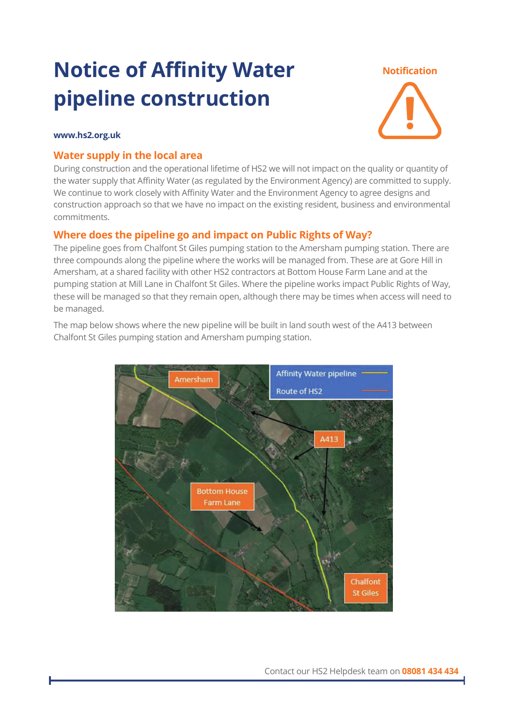# Notice of Affinity Water pipeline construction

Notification

**www.hs2.org.uk**

## Water supply in the local area

During construction and the operational lifetime of HS2 we will not impact on the quality or quantity of the water supply that Affinity Water (as regulated by the Environment Agency) are committed to supply. We continue to work closely with Affinity Water and the Environment Agency to agree designs and construction approach so that we have no impact on the existing resident, business and environmental commitments.

## Where does the pipeline go and impact on Public Rights of Way?

The pipeline goes from Chalfont St Giles pumping station to the Amersham pumping station. There are three compounds along the pipeline where the works will be managed from. These are at Gore Hill in Amersham, at a shared facility with other HS2 contractors at Bottom House Farm Lane and at the pumping station at Mill Lane in Chalfont St Giles. Where the pipeline works impact Public Rights of Way, these will be managed so that they remain open, although there may be times when access will need to be managed.

The map below shows where the new pipeline will be built in land south west of the A413 between Chalfont St Giles pumping station and Amersham pumping station.

Amersham | Affinity Water pipeline | Route of HS2 | A413 | Bottom House Farm Lane | Chalfont St Giles

Contact our HS2 Helpdesk team on **08081 434 434**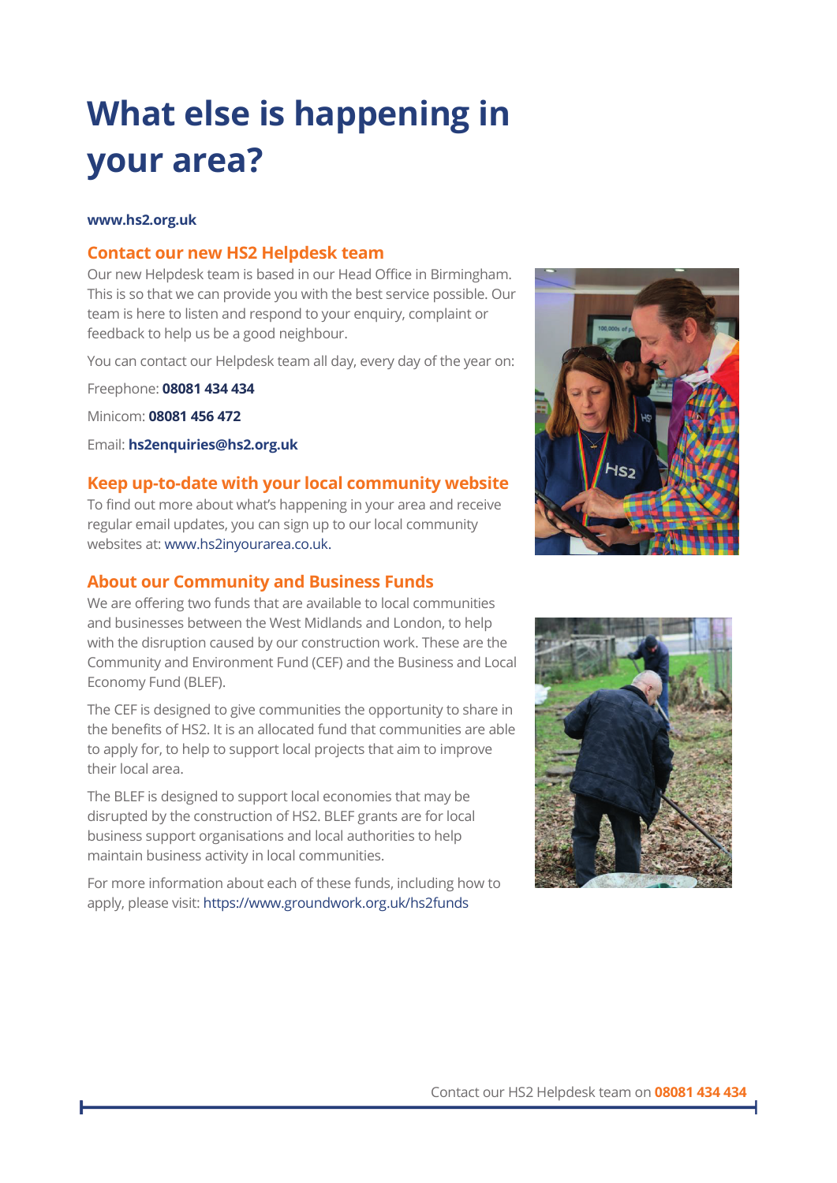# What else is happening in your area?

**www.hs2.org.uk**

## Contact our new HS2 Helpdesk team

Our new Helpdesk team is based in our Head Office in Birmingham. This is so that we can provide you with the best service possible. Our team is here to listen and respond to your enquiry, complaint or feedback to help us be a good neighbour.

You can contact our Helpdesk team all day, every day of the year on:

Freephone: **08081 434 434**

Minicom: **08081 456 472**

Email: **hs2enquiries@hs2.org.uk**

## Keep up-to-date with your local community website

To find out more about what's happening in your area and receive regular email updates, you can sign up to our local community websites at: www.hs2inyourarea.co.uk.

## About our Community and Business Funds

We are offering two funds that are available to local communities and businesses between the West Midlands and London, to help with the disruption caused by our construction work. These are the Community and Environment Fund (CEF) and the Business and Local Economy Fund (BLEF).

The CEF is designed to give communities the opportunity to share in the benefits of HS2. It is an allocated fund that communities are able to apply for, to help to support local projects that aim to improve their local area.

The BLEF is designed to support local economies that may be disrupted by the construction of HS2. BLEF grants are for local business support organisations and local authorities to help maintain business activity in local communities.

For more information about each of these funds, including how to apply, please visit: https://www.groundwork.org.uk/hs2funds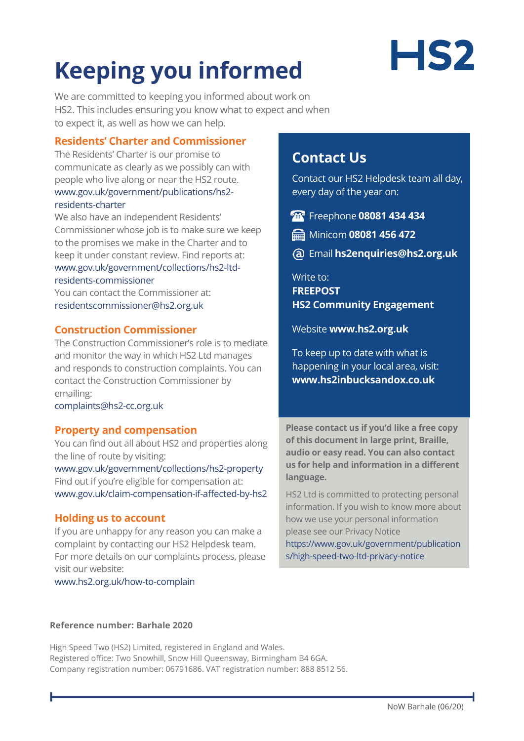HS2

# Keeping you informed

We are committed to keeping you informed about work on HS2. This includes ensuring you know what to expect and when to expect it, as well as how we can help.

## Residents' Charter and Commissioner

The Residents' Charter is our promise to communicate as clearly as we possibly can with people who live along or near the HS2 route.
www.gov.uk/government/publications/hs2-residents-charter

We also have an independent Residents' Commissioner whose job is to make sure we keep to the promises we make in the Charter and to keep it under constant review. Find reports at:
www.gov.uk/government/collections/hs2-ltd-residents-commissioner

You can contact the Commissioner at:
residentscommissioner@hs2.org.uk

## Construction Commissioner

The Construction Commissioner's role is to mediate and monitor the way in which HS2 Ltd manages and responds to construction complaints. You can contact the Construction Commissioner by emailing:
complaints@hs2-cc.org.uk

## Property and compensation

You can find out all about HS2 and properties along the line of route by visiting:
www.gov.uk/government/collections/hs2-property

Find out if you're eligible for compensation at:
www.gov.uk/claim-compensation-if-affected-by-hs2

## Holding us to account

If you are unhappy for any reason you can make a complaint by contacting our HS2 Helpdesk team. For more details on our complaints process, please visit our website:
www.hs2.org.uk/how-to-complain

## Contact Us

Contact our HS2 Helpdesk team all day, every day of the year on:

Freephone **08081 434 434**

Minicom **08081 456 472**

Email **hs2enquiries@hs2.org.uk**

Write to:
**FREEPOST**
**HS2 Community Engagement**

Website **www.hs2.org.uk**

To keep up to date with what is happening in your local area, visit:
**www.hs2inbucksandox.co.uk**

**Please contact us if you'd like a free copy of this document in large print, Braille, audio or easy read. You can also contact us for help and information in a different language.**

HS2 Ltd is committed to protecting personal information. If you wish to know more about how we use your personal information please see our Privacy Notice
https://www.gov.uk/government/publications/high-speed-two-ltd-privacy-notice

**Reference number: Barhale 2020**

High Speed Two (HS2) Limited, registered in England and Wales.
Registered office: Two Snowhill, Snow Hill Queensway, Birmingham B4 6GA.
Company registration number: 06791686. VAT registration number: 888 8512 56.

NoW Barhale (06/20)